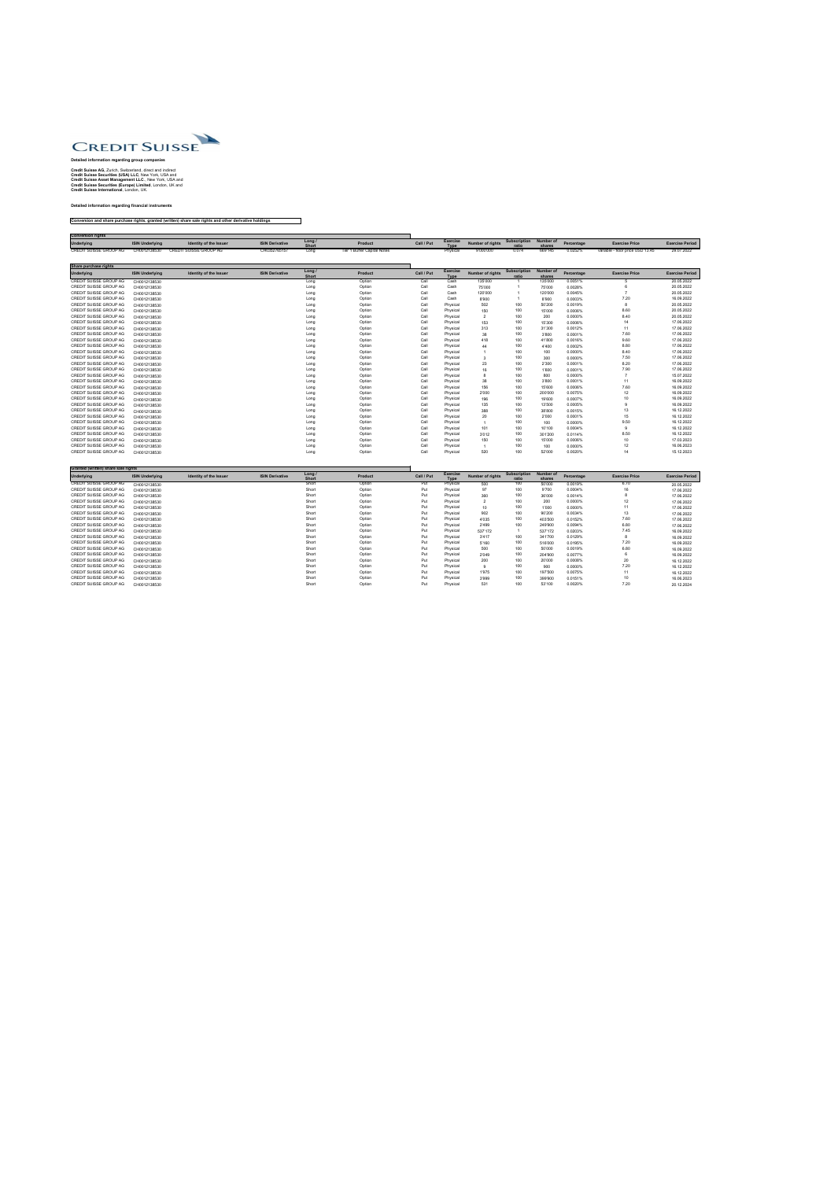**CREDIT SUISSE**

**Detailed information regarding group companies**

**Credit Suisse AG**, Zurich, Switzerland, direct and indirect
**Credit Suisse Securities (USA) LLC**, New York, USA and
**Credit Suisse Asset Management LLC**, New York, USA and
**Credit Suisse Securities (Europe) Limited**, London, UK and
**Credit Suisse International**, London, UK.

**Detailed information regarding financial instruments**

**Conversion and share purchase rights, granted (written) share sale rights and other derivative holdings**

**Conversion rights**

| Underlying | ISIN Underlying | Identity of the Issuer | ISIN Derivative | Long / Short | Product | Call / Put | Exercise Type | Number of rights | Subscription ratio | Number of shares | Percentage | Exercise Price | Exercise Period |
|---|---|---|---|---|---|---|---|---|---|---|---|---|---|
| CREDIT SUISSE GROUP AG | CH0012138530 | CREDIT SUISSE GROUP AG | CH0352765157 | Long | Tier 1 Buffer Capital Notes | | Physical | 9'000'000 | 0.074 | 669'140 | 0.0252% | variable - floor price USD 13.45 | 29.07.2022 |

**Share purchase rights**

| Underlying | ISIN Underlying | Identity of the Issuer | ISIN Derivative | Long / Short | Product | Call / Put | Exercise Type | Number of rights | Subscription ratio | Number of shares | Percentage | Exercise Price | Exercise Period |
|---|---|---|---|---|---|---|---|---|---|---|---|---|---|
| CREDIT SUISSE GROUP AG | CH0012138530 | | | Long | Option | Call | Cash | 135'000 | 1 | 135'000 | 0.0051% | 5 | 20.05.2022 |
| CREDIT SUISSE GROUP AG | CH0012138530 | | | Long | Option | Call | Cash | 75'000 | 1 | 75'000 | 0.0028% | 6 | 20.05.2022 |
| CREDIT SUISSE GROUP AG | CH0012138530 | | | Long | Option | Call | Cash | 120'000 | 1 | 120'000 | 0.0045% | 7 | 20.05.2022 |
| CREDIT SUISSE GROUP AG | CH0012138530 | | | Long | Option | Call | Cash | 8'900 | 1 | 8'900 | 0.0003% | 7.20 | 16.09.2022 |
| CREDIT SUISSE GROUP AG | CH0012138530 | | | Long | Option | Call | Physical | 502 | 100 | 50'200 | 0.0019% | 8 | 20.05.2022 |
| CREDIT SUISSE GROUP AG | CH0012138530 | | | Long | Option | Call | Physical | 150 | 100 | 15'000 | 0.0006% | 8.60 | 20.05.2022 |
| CREDIT SUISSE GROUP AG | CH0012138530 | | | Long | Option | Call | Physical | 2 | 100 | 200 | 0.0000% | 8.40 | 20.05.2022 |
| CREDIT SUISSE GROUP AG | CH0012138530 | | | Long | Option | Call | Physical | 153 | 100 | 15'300 | 0.0006% | 14 | 17.06.2022 |
| CREDIT SUISSE GROUP AG | CH0012138530 | | | Long | Option | Call | Physical | 313 | 100 | 31'300 | 0.0012% | 11 | 17.06.2022 |
| CREDIT SUISSE GROUP AG | CH0012138530 | | | Long | Option | Call | Physical | 38 | 100 | 3'800 | 0.0001% | 7.60 | 17.06.2022 |
| CREDIT SUISSE GROUP AG | CH0012138530 | | | Long | Option | Call | Physical | 418 | 100 | 41'800 | 0.0016% | 9.60 | 17.06.2022 |
| CREDIT SUISSE GROUP AG | CH0012138530 | | | Long | Option | Call | Physical | 44 | 100 | 4'400 | 0.0002% | 8.80 | 17.06.2022 |
| CREDIT SUISSE GROUP AG | CH0012138530 | | | Long | Option | Call | Physical | 1 | 100 | 100 | 0.0000% | 8.40 | 17.06.2022 |
| CREDIT SUISSE GROUP AG | CH0012138530 | | | Long | Option | Call | Physical | 3 | 100 | 300 | 0.0000% | 7.50 | 17.06.2022 |
| CREDIT SUISSE GROUP AG | CH0012138530 | | | Long | Option | Call | Physical | 23 | 100 | 2'300 | 0.0001% | 8.20 | 17.06.2022 |
| CREDIT SUISSE GROUP AG | CH0012138530 | | | Long | Option | Call | Physical | 16 | 100 | 1'600 | 0.0001% | 7.90 | 17.06.2022 |
| CREDIT SUISSE GROUP AG | CH0012138530 | | | Long | Option | Call | Physical | 8 | 100 | 800 | 0.0000% | 7 | 15.07.2022 |
| CREDIT SUISSE GROUP AG | CH0012138530 | | | Long | Option | Call | Physical | 38 | 100 | 3'800 | 0.0001% | 11 | 16.09.2022 |
| CREDIT SUISSE GROUP AG | CH0012138530 | | | Long | Option | Call | Physical | 156 | 100 | 15'600 | 0.0006% | 7.60 | 16.09.2022 |
| CREDIT SUISSE GROUP AG | CH0012138530 | | | Long | Option | Call | Physical | 2'009 | 100 | 200'900 | 0.0075% | 12 | 16.09.2022 |
| CREDIT SUISSE GROUP AG | CH0012138530 | | | Long | Option | Call | Physical | 196 | 100 | 19'600 | 0.0007% | 10 | 16.09.2022 |
| CREDIT SUISSE GROUP AG | CH0012138530 | | | Long | Option | Call | Physical | 135 | 100 | 13'500 | 0.0005% | 9 | 16.09.2022 |
| CREDIT SUISSE GROUP AG | CH0012138530 | | | Long | Option | Call | Physical | 388 | 100 | 38'800 | 0.0015% | 13 | 16.12.2022 |
| CREDIT SUISSE GROUP AG | CH0012138530 | | | Long | Option | Call | Physical | 25 | 100 | 2'500 | 0.0001% | 15 | 16.12.2022 |
| CREDIT SUISSE GROUP AG | CH0012138530 | | | Long | Option | Call | Physical | 1 | 100 | 100 | 0.0000% | 9.50 | 16.12.2022 |
| CREDIT SUISSE GROUP AG | CH0012138530 | | | Long | Option | Call | Physical | 101 | 100 | 10'100 | 0.0004% | 9 | 16.12.2022 |
| CREDIT SUISSE GROUP AG | CH0012138530 | | | Long | Option | Call | Physical | 3'013 | 100 | 301'300 | 0.0114% | 8.50 | 16.12.2022 |
| CREDIT SUISSE GROUP AG | CH0012138530 | | | Long | Option | Call | Physical | 150 | 100 | 15'000 | 0.0006% | 10 | 17.03.2023 |
| CREDIT SUISSE GROUP AG | CH0012138530 | | | Long | Option | Call | Physical | 1 | 100 | 100 | 0.0000% | 12 | 16.06.2023 |
| CREDIT SUISSE GROUP AG | CH0012138530 | | | Long | Option | Call | Physical | 520 | 100 | 52'000 | 0.0020% | 14 | 15.12.2023 |

**Granted (written) share sale rights**

| Underlying | ISIN Underlying | Identity of the Issuer | ISIN Derivative | Long / Short | Product | Call / Put | Exercise Type | Number of rights | Subscription ratio | Number of shares | Percentage | Exercise Price | Exercise Period |
|---|---|---|---|---|---|---|---|---|---|---|---|---|---|
| CREDIT SUISSE GROUP AG | CH0012138530 | | | Short | Option | Put | Physical | 500 | 100 | 50'000 | 0.0019% | 6.10 | 20.05.2022 |
| CREDIT SUISSE GROUP AG | CH0012138530 | | | Short | Option | Put | Physical | 97 | 100 | 9'700 | 0.0004% | 16 | 17.06.2022 |
| CREDIT SUISSE GROUP AG | CH0012138530 | | | Short | Option | Put | Physical | 360 | 100 | 36'000 | 0.0014% | 8 | 17.06.2022 |
| CREDIT SUISSE GROUP AG | CH0012138530 | | | Short | Option | Put | Physical | 2 | 100 | 200 | 0.0000% | 12 | 17.06.2022 |
| CREDIT SUISSE GROUP AG | CH0012138530 | | | Short | Option | Put | Physical | 10 | 100 | 1'000 | 0.0000% | 11 | 17.06.2022 |
| CREDIT SUISSE GROUP AG | CH0012138530 | | | Short | Option | Put | Physical | 902 | 100 | 90'200 | 0.0034% | 13 | 17.06.2022 |
| CREDIT SUISSE GROUP AG | CH0012138530 | | | Short | Option | Put | Physical | 4'025 | 100 | 402'500 | 0.0152% | 7.60 | 17.06.2022 |
| CREDIT SUISSE GROUP AG | CH0012138530 | | | Short | Option | Put | Physical | 2'499 | 100 | 249'900 | 0.0094% | 6.80 | 17.06.2022 |
| CREDIT SUISSE GROUP AG | CH0012138530 | | | Short | Option | Put | Physical | 537'172 | 1 | 537'172 | 0.0203% | 7.45 | 16.09.2022 |
| CREDIT SUISSE GROUP AG | CH0012138530 | | | Short | Option | Put | Physical | 3'417 | 100 | 341'700 | 0.0129% | 8 | 16.09.2022 |
| CREDIT SUISSE GROUP AG | CH0012138530 | | | Short | Option | Put | Physical | 5'169 | 100 | 516'900 | 0.0195% | 7.20 | 16.09.2022 |
| CREDIT SUISSE GROUP AG | CH0012138530 | | | Short | Option | Put | Physical | 500 | 100 | 50'000 | 0.0019% | 6.80 | 16.09.2022 |
| CREDIT SUISSE GROUP AG | CH0012138530 | | | Short | Option | Put | Physical | 2'049 | 100 | 204'900 | 0.0077% | 6 | 16.09.2022 |
| CREDIT SUISSE GROUP AG | CH0012138530 | | | Short | Option | Put | Physical | 200 | 100 | 20'000 | 0.0008% | 20 | 16.12.2022 |
| CREDIT SUISSE GROUP AG | CH0012138530 | | | Short | Option | Put | Physical | 9 | 100 | 900 | 0.0000% | 7.20 | 16.12.2022 |
| CREDIT SUISSE GROUP AG | CH0012138530 | | | Short | Option | Put | Physical | 1'975 | 100 | 197'500 | 0.0075% | 11 | 16.12.2022 |
| CREDIT SUISSE GROUP AG | CH0012138530 | | | Short | Option | Put | Physical | 3'999 | 100 | 399'900 | 0.0151% | 10 | 16.06.2023 |
| CREDIT SUISSE GROUP AG | CH0012138530 | | | Short | Option | Put | Physical | 531 | 100 | 53'100 | 0.0020% | 7.20 | 20.12.2024 |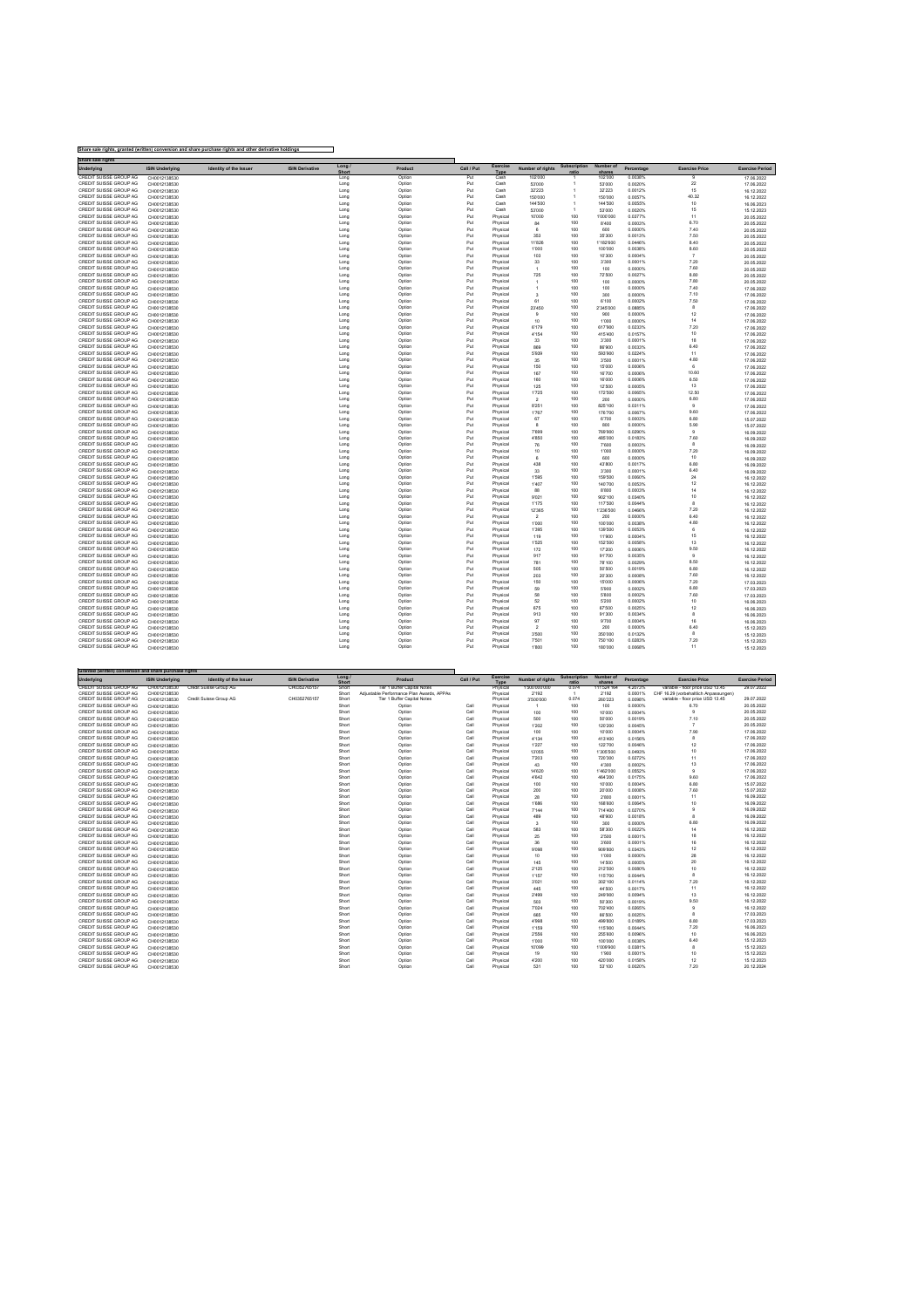**Share sale rights, granted (written) conversion and share purchase rights and other derivative holdings**

**Share sale rights**

| Underlying | ISIN Underlying | Identity of the Issuer | ISIN Derivative | Long / Short | Product | Call / Put | Exercise Type | Number of rights | Subscription ratio | Number of shares | Percentage | Exercise Price | Exercise Period |
|---|---|---|---|---|---|---|---|---|---|---|---|---|---|
| CREDIT SUISSE GROUP AG | CH0012138530 | | | Long | Option | Put | Cash | 102'000 | 1 | 102'000 | 0.0038% | 9 | 17.06.2022 |
| CREDIT SUISSE GROUP AG | CH0012138530 | | | Long | Option | Put | Cash | 53'000 | 1 | 53'000 | 0.0020% | 22 | 17.06.2022 |
| CREDIT SUISSE GROUP AG | CH0012138530 | | | Long | Option | Put | Cash | 32'223 | 1 | 32'223 | 0.0012% | 15 | 16.12.2022 |
| CREDIT SUISSE GROUP AG | CH0012138530 | | | Long | Option | Put | Cash | 150'000 | 1 | 150'000 | 0.0057% | 40.32 | 16.12.2022 |
| CREDIT SUISSE GROUP AG | CH0012138530 | | | Long | Option | Put | Cash | 144'500 | 1 | 144'500 | 0.0055% | 10 | 16.06.2023 |
| CREDIT SUISSE GROUP AG | CH0012138530 | | | Long | Option | Put | Cash | 53'000 | 1 | 53'000 | 0.0020% | 15 | 15.12.2023 |
| CREDIT SUISSE GROUP AG | CH0012138530 | | | Long | Option | Put | Physical | 10'000 | 100 | 1'000'000 | 0.0377% | 11 | 20.05.2022 |
| CREDIT SUISSE GROUP AG | CH0012138530 | | | Long | Option | Put | Physical | 84 | 100 | 8'400 | 0.0003% | 6.70 | 20.05.2022 |
| CREDIT SUISSE GROUP AG | CH0012138530 | | | Long | Option | Put | Physical | 6 | 100 | 600 | 0.0000% | 7.40 | 20.05.2022 |
| CREDIT SUISSE GROUP AG | CH0012138530 | | | Long | Option | Put | Physical | 353 | 100 | 35'300 | 0.0013% | 7.50 | 20.05.2022 |
| CREDIT SUISSE GROUP AG | CH0012138530 | | | Long | Option | Put | Physical | 11'826 | 100 | 1'182'600 | 0.0446% | 8.40 | 20.05.2022 |
| CREDIT SUISSE GROUP AG | CH0012138530 | | | Long | Option | Put | Physical | 1'000 | 100 | 100'000 | 0.0038% | 8.60 | 20.05.2022 |
| CREDIT SUISSE GROUP AG | CH0012138530 | | | Long | Option | Put | Physical | 103 | 100 | 10'300 | 0.0004% | 7 | 20.05.2022 |
| CREDIT SUISSE GROUP AG | CH0012138530 | | | Long | Option | Put | Physical | 33 | 100 | 3'300 | 0.0001% | 7.20 | 20.05.2022 |
| CREDIT SUISSE GROUP AG | CH0012138530 | | | Long | Option | Put | Physical | 1 | 100 | 100 | 0.0000% | 7.60 | 20.05.2022 |
| CREDIT SUISSE GROUP AG | CH0012138530 | | | Long | Option | Put | Physical | 725 | 100 | 72'500 | 0.0027% | 8.80 | 20.05.2022 |
| CREDIT SUISSE GROUP AG | CH0012138530 | | | Long | Option | Put | Physical | 1 | 100 | 100 | 0.0000% | 7.80 | 20.05.2022 |
| CREDIT SUISSE GROUP AG | CH0012138530 | | | Long | Option | Put | Physical | 1 | 100 | 100 | 0.0000% | 7.40 | 17.06.2022 |
| CREDIT SUISSE GROUP AG | CH0012138530 | | | Long | Option | Put | Physical | 3 | 100 | 300 | 0.0000% | 7.10 | 17.06.2022 |
| CREDIT SUISSE GROUP AG | CH0012138530 | | | Long | Option | Put | Physical | 61 | 100 | 6'100 | 0.0002% | 7.50 | 17.06.2022 |
| CREDIT SUISSE GROUP AG | CH0012138530 | | | Long | Option | Put | Physical | 23'450 | 100 | 2'345'000 | 0.0885% | 8 | 17.06.2022 |
| CREDIT SUISSE GROUP AG | CH0012138530 | | | Long | Option | Put | Physical | 9 | 100 | 900 | 0.0000% | 12 | 17.06.2022 |
| CREDIT SUISSE GROUP AG | CH0012138530 | | | Long | Option | Put | Physical | 10 | 100 | 1'000 | 0.0000% | 14 | 17.06.2022 |
| CREDIT SUISSE GROUP AG | CH0012138530 | | | Long | Option | Put | Physical | 6'179 | 100 | 617'900 | 0.0233% | 7.20 | 17.06.2022 |
| CREDIT SUISSE GROUP AG | CH0012138530 | | | Long | Option | Put | Physical | 4'154 | 100 | 415'400 | 0.0157% | 10 | 17.06.2022 |
| CREDIT SUISSE GROUP AG | CH0012138530 | | | Long | Option | Put | Physical | 33 | 100 | 3'300 | 0.0001% | 18 | 17.06.2022 |
| CREDIT SUISSE GROUP AG | CH0012138530 | | | Long | Option | Put | Physical | 869 | 100 | 86'900 | 0.0033% | 6.40 | 17.06.2022 |
| CREDIT SUISSE GROUP AG | CH0012138530 | | | Long | Option | Put | Physical | 5'939 | 100 | 593'900 | 0.0224% | 11 | 17.06.2022 |
| CREDIT SUISSE GROUP AG | CH0012138530 | | | Long | Option | Put | Physical | 35 | 100 | 3'500 | 0.0001% | 4.80 | 17.06.2022 |
| CREDIT SUISSE GROUP AG | CH0012138530 | | | Long | Option | Put | Physical | 150 | 100 | 15'000 | 0.0006% | 6 | 17.06.2022 |
| CREDIT SUISSE GROUP AG | CH0012138530 | | | Long | Option | Put | Physical | 167 | 100 | 16'700 | 0.0006% | 10.60 | 17.06.2022 |
| CREDIT SUISSE GROUP AG | CH0012138530 | | | Long | Option | Put | Physical | 160 | 100 | 16'000 | 0.0006% | 6.50 | 17.06.2022 |
| CREDIT SUISSE GROUP AG | CH0012138530 | | | Long | Option | Put | Physical | 125 | 100 | 12'500 | 0.0005% | 13 | 17.06.2022 |
| CREDIT SUISSE GROUP AG | CH0012138530 | | | Long | Option | Put | Physical | 1'725 | 100 | 172'500 | 0.0065% | 12.50 | 17.06.2022 |
| CREDIT SUISSE GROUP AG | CH0012138530 | | | Long | Option | Put | Physical | 2 | 100 | 200 | 0.0000% | 6.80 | 17.06.2022 |
| CREDIT SUISSE GROUP AG | CH0012138530 | | | Long | Option | Put | Physical | 8'251 | 100 | 825'100 | 0.0311% | 9 | 17.06.2022 |
| CREDIT SUISSE GROUP AG | CH0012138530 | | | Long | Option | Put | Physical | 1'767 | 100 | 176'700 | 0.0067% | 9.60 | 17.06.2022 |
| CREDIT SUISSE GROUP AG | CH0012138530 | | | Long | Option | Put | Physical | 67 | 100 | 6'700 | 0.0003% | 6.80 | 15.07.2022 |
| CREDIT SUISSE GROUP AG | CH0012138530 | | | Long | Option | Put | Physical | 8 | 100 | 800 | 0.0000% | 5.90 | 15.07.2022 |
| CREDIT SUISSE GROUP AG | CH0012138530 | | | Long | Option | Put | Physical | 7'699 | 100 | 769'900 | 0.0290% | 9 | 16.09.2022 |
| CREDIT SUISSE GROUP AG | CH0012138530 | | | Long | Option | Put | Physical | 4'850 | 100 | 485'000 | 0.0183% | 7.60 | 16.09.2022 |
| CREDIT SUISSE GROUP AG | CH0012138530 | | | Long | Option | Put | Physical | 76 | 100 | 7'600 | 0.0003% | 8 | 16.09.2022 |
| CREDIT SUISSE GROUP AG | CH0012138530 | | | Long | Option | Put | Physical | 10 | 100 | 1'000 | 0.0000% | 7.20 | 16.09.2022 |
| CREDIT SUISSE GROUP AG | CH0012138530 | | | Long | Option | Put | Physical | 6 | 100 | 600 | 0.0000% | 10 | 16.09.2022 |
| CREDIT SUISSE GROUP AG | CH0012138530 | | | Long | Option | Put | Physical | 438 | 100 | 43'800 | 0.0017% | 6.80 | 16.09.2022 |
| CREDIT SUISSE GROUP AG | CH0012138530 | | | Long | Option | Put | Physical | 33 | 100 | 3'300 | 0.0001% | 6.40 | 16.09.2022 |
| CREDIT SUISSE GROUP AG | CH0012138530 | | | Long | Option | Put | Physical | 1'595 | 100 | 159'500 | 0.0060% | 24 | 16.12.2022 |
| CREDIT SUISSE GROUP AG | CH0012138530 | | | Long | Option | Put | Physical | 1'407 | 100 | 140'700 | 0.0053% | 12 | 16.12.2022 |
| CREDIT SUISSE GROUP AG | CH0012138530 | | | Long | Option | Put | Physical | 88 | 100 | 8'800 | 0.0003% | 14 | 16.12.2022 |
| CREDIT SUISSE GROUP AG | CH0012138530 | | | Long | Option | Put | Physical | 9'021 | 100 | 902'100 | 0.0340% | 10 | 16.12.2022 |
| CREDIT SUISSE GROUP AG | CH0012138530 | | | Long | Option | Put | Physical | 1'175 | 100 | 117'500 | 0.0044% | 8 | 16.12.2022 |
| CREDIT SUISSE GROUP AG | CH0012138530 | | | Long | Option | Put | Physical | 12'365 | 100 | 1'236'500 | 0.0466% | 7.20 | 16.12.2022 |
| CREDIT SUISSE GROUP AG | CH0012138530 | | | Long | Option | Put | Physical | 2 | 100 | 200 | 0.0000% | 6.40 | 16.12.2022 |
| CREDIT SUISSE GROUP AG | CH0012138530 | | | Long | Option | Put | Physical | 1'000 | 100 | 100'000 | 0.0038% | 4.80 | 16.12.2022 |
| CREDIT SUISSE GROUP AG | CH0012138530 | | | Long | Option | Put | Physical | 1'395 | 100 | 139'500 | 0.0053% | 6 | 16.12.2022 |
| CREDIT SUISSE GROUP AG | CH0012138530 | | | Long | Option | Put | Physical | 119 | 100 | 11'900 | 0.0004% | 15 | 16.12.2022 |
| CREDIT SUISSE GROUP AG | CH0012138530 | | | Long | Option | Put | Physical | 1'525 | 100 | 152'500 | 0.0058% | 13 | 16.12.2022 |
| CREDIT SUISSE GROUP AG | CH0012138530 | | | Long | Option | Put | Physical | 172 | 100 | 17'200 | 0.0006% | 9.50 | 16.12.2022 |
| CREDIT SUISSE GROUP AG | CH0012138530 | | | Long | Option | Put | Physical | 917 | 100 | 91'700 | 0.0035% | 9 | 16.12.2022 |
| CREDIT SUISSE GROUP AG | CH0012138530 | | | Long | Option | Put | Physical | 781 | 100 | 78'100 | 0.0029% | 8.50 | 16.12.2022 |
| CREDIT SUISSE GROUP AG | CH0012138530 | | | Long | Option | Put | Physical | 505 | 100 | 50'500 | 0.0019% | 6.80 | 16.12.2022 |
| CREDIT SUISSE GROUP AG | CH0012138530 | | | Long | Option | Put | Physical | 203 | 100 | 20'300 | 0.0008% | 7.60 | 16.12.2022 |
| CREDIT SUISSE GROUP AG | CH0012138530 | | | Long | Option | Put | Physical | 150 | 100 | 15'000 | 0.0006% | 7.20 | 17.03.2023 |
| CREDIT SUISSE GROUP AG | CH0012138530 | | | Long | Option | Put | Physical | 59 | 100 | 5'900 | 0.0002% | 6.80 | 17.03.2023 |
| CREDIT SUISSE GROUP AG | CH0012138530 | | | Long | Option | Put | Physical | 59 | 100 | 5'900 | 0.0002% | 7.60 | 17.03.2023 |
| CREDIT SUISSE GROUP AG | CH0012138530 | | | Long | Option | Put | Physical | 52 | 100 | 5'200 | 0.0002% | 10 | 16.06.2023 |
| CREDIT SUISSE GROUP AG | CH0012138530 | | | Long | Option | Put | Physical | 675 | 100 | 67'500 | 0.0025% | 12 | 16.06.2023 |
| CREDIT SUISSE GROUP AG | CH0012138530 | | | Long | Option | Put | Physical | 913 | 100 | 91'300 | 0.0034% | 8 | 16.06.2023 |
| CREDIT SUISSE GROUP AG | CH0012138530 | | | Long | Option | Put | Physical | 97 | 100 | 9'700 | 0.0004% | 16 | 16.06.2023 |
| CREDIT SUISSE GROUP AG | CH0012138530 | | | Long | Option | Put | Physical | 2 | 100 | 200 | 0.0000% | 6.40 | 15.12.2023 |
| CREDIT SUISSE GROUP AG | CH0012138530 | | | Long | Option | Put | Physical | 3'500 | 100 | 350'000 | 0.0132% | 8 | 15.12.2023 |
| CREDIT SUISSE GROUP AG | CH0012138530 | | | Long | Option | Put | Physical | 7'501 | 100 | 750'100 | 0.0283% | 7.20 | 15.12.2023 |
| CREDIT SUISSE GROUP AG | CH0012138530 | | | Long | Option | Put | Physical | 1'800 | 100 | 180'000 | 0.0068% | 11 | 15.12.2023 |

**Granted (written) conversion and share purchase rights**

| Underlying | ISIN Underlying | Identity of the Issuer | ISIN Derivative | Long / Short | Product | Call / Put | Exercise Type | Number of rights | Subscription ratio | Number of shares | Percentage | Exercise Price | Exercise Period |
|---|---|---|---|---|---|---|---|---|---|---|---|---|---|
| CREDIT SUISSE GROUP AG | CH0012138530 | Credit Suisse Group AG | CH0352765157 | Short | Tier 1 Buffer Capital Notes | | Physical | 1'500'000'000 | 0.074 | 111'524'164 | 4.2073% | variable - floor price USD 13.45 | 29.07.2022 |
| CREDIT SUISSE GROUP AG | CH0012138530 | | | Short | Adjustable Performance Plan Awards, APPAs | | Physical | 2'192 | 1 | 2'192 | 0.0001% | CHF 16.29 (vorbehaltlich Anpassungen) | |
| CREDIT SUISSE GROUP AG | CH0012138530 | Credit Suisse Group AG | CH0352765157 | Short | Tier 1 Buffer Capital Notes | | Physical | 3'500'000 | 0.074 | 260'223 | 0.0098% | variable - floor price USD 13.45 | 29.07.2022 |
| CREDIT SUISSE GROUP AG | CH0012138530 | | | Short | Option | Call | Physical | 1 | 100 | 100 | 0.0000% | 6.70 | 20.05.2022 |
| CREDIT SUISSE GROUP AG | CH0012138530 | | | Short | Option | Call | Physical | 100 | 100 | 10'000 | 0.0004% | 9 | 20.05.2022 |
| CREDIT SUISSE GROUP AG | CH0012138530 | | | Short | Option | Call | Physical | 500 | 100 | 50'000 | 0.0019% | 7.10 | 20.05.2022 |
| CREDIT SUISSE GROUP AG | CH0012138530 | | | Short | Option | Call | Physical | 1'202 | 100 | 120'200 | 0.0045% | 7 | 20.05.2022 |
| CREDIT SUISSE GROUP AG | CH0012138530 | | | Short | Option | Call | Physical | 100 | 100 | 10'000 | 0.0004% | 7.90 | 17.06.2022 |
| CREDIT SUISSE GROUP AG | CH0012138530 | | | Short | Option | Call | Physical | 4'134 | 100 | 413'400 | 0.0156% | 8 | 17.06.2022 |
| CREDIT SUISSE GROUP AG | CH0012138530 | | | Short | Option | Call | Physical | 1'227 | 100 | 122'700 | 0.0046% | 12 | 17.06.2022 |
| CREDIT SUISSE GROUP AG | CH0012138530 | | | Short | Option | Call | Physical | 13'055 | 100 | 1'305'500 | 0.0493% | 10 | 17.06.2022 |
| CREDIT SUISSE GROUP AG | CH0012138530 | | | Short | Option | Call | Physical | 7'203 | 100 | 720'300 | 0.0272% | 11 | 17.06.2022 |
| CREDIT SUISSE GROUP AG | CH0012138530 | | | Short | Option | Call | Physical | 43 | 100 | 4'300 | 0.0002% | 13 | 17.06.2022 |
| CREDIT SUISSE GROUP AG | CH0012138530 | | | Short | Option | Call | Physical | 14'626 | 100 | 1'462'600 | 0.0552% | 9 | 17.06.2022 |
| CREDIT SUISSE GROUP AG | CH0012138530 | | | Short | Option | Call | Physical | 4'642 | 100 | 464'200 | 0.0175% | 9.60 | 17.06.2022 |
| CREDIT SUISSE GROUP AG | CH0012138530 | | | Short | Option | Call | Physical | 100 | 100 | 10'000 | 0.0004% | 6.80 | 15.07.2022 |
| CREDIT SUISSE GROUP AG | CH0012138530 | | | Short | Option | Call | Physical | 200 | 100 | 20'000 | 0.0008% | 7.60 | 15.07.2022 |
| CREDIT SUISSE GROUP AG | CH0012138530 | | | Short | Option | Call | Physical | 28 | 100 | 2'800 | 0.0001% | 11 | 16.09.2022 |
| CREDIT SUISSE GROUP AG | CH0012138530 | | | Short | Option | Call | Physical | 1'686 | 100 | 168'600 | 0.0064% | 10 | 16.09.2022 |
| CREDIT SUISSE GROUP AG | CH0012138530 | | | Short | Option | Call | Physical | 7'144 | 100 | 714'400 | 0.0270% | 9 | 16.09.2022 |
| CREDIT SUISSE GROUP AG | CH0012138530 | | | Short | Option | Call | Physical | 489 | 100 | 48'900 | 0.0018% | 8 | 16.09.2022 |
| CREDIT SUISSE GROUP AG | CH0012138530 | | | Short | Option | Call | Physical | 3 | 100 | 300 | 0.0000% | 6.80 | 16.09.2022 |
| CREDIT SUISSE GROUP AG | CH0012138530 | | | Short | Option | Call | Physical | 583 | 100 | 58'300 | 0.0022% | 14 | 16.12.2022 |
| CREDIT SUISSE GROUP AG | CH0012138530 | | | Short | Option | Call | Physical | 25 | 100 | 2'500 | 0.0001% | 18 | 16.12.2022 |
| CREDIT SUISSE GROUP AG | CH0012138530 | | | Short | Option | Call | Physical | 36 | 100 | 3'600 | 0.0001% | 16 | 16.12.2022 |
| CREDIT SUISSE GROUP AG | CH0012138530 | | | Short | Option | Call | Physical | 9'098 | 100 | 909'800 | 0.0343% | 12 | 16.12.2022 |
| CREDIT SUISSE GROUP AG | CH0012138530 | | | Short | Option | Call | Physical | 10 | 100 | 1'000 | 0.0000% | 28 | 16.12.2022 |
| CREDIT SUISSE GROUP AG | CH0012138530 | | | Short | Option | Call | Physical | 145 | 100 | 14'500 | 0.0005% | 20 | 16.12.2022 |
| CREDIT SUISSE GROUP AG | CH0012138530 | | | Short | Option | Call | Physical | 2'125 | 100 | 212'500 | 0.0080% | 10 | 16.12.2022 |
| CREDIT SUISSE GROUP AG | CH0012138530 | | | Short | Option | Call | Physical | 1'157 | 100 | 115'700 | 0.0044% | 8 | 16.12.2022 |
| CREDIT SUISSE GROUP AG | CH0012138530 | | | Short | Option | Call | Physical | 3'021 | 100 | 302'100 | 0.0114% | 7.20 | 16.12.2022 |
| CREDIT SUISSE GROUP AG | CH0012138530 | | | Short | Option | Call | Physical | 445 | 100 | 44'500 | 0.0017% | 11 | 16.12.2022 |
| CREDIT SUISSE GROUP AG | CH0012138530 | | | Short | Option | Call | Physical | 2'499 | 100 | 249'900 | 0.0094% | 13 | 16.12.2022 |
| CREDIT SUISSE GROUP AG | CH0012138530 | | | Short | Option | Call | Physical | 503 | 100 | 50'300 | 0.0019% | 9.50 | 16.12.2022 |
| CREDIT SUISSE GROUP AG | CH0012138530 | | | Short | Option | Call | Physical | 7'024 | 100 | 702'400 | 0.0265% | 9 | 16.12.2022 |
| CREDIT SUISSE GROUP AG | CH0012138530 | | | Short | Option | Call | Physical | 665 | 100 | 66'500 | 0.0025% | 8 | 17.03.2023 |
| CREDIT SUISSE GROUP AG | CH0012138530 | | | Short | Option | Call | Physical | 4'998 | 100 | 499'800 | 0.0189% | 6.80 | 17.03.2023 |
| CREDIT SUISSE GROUP AG | CH0012138530 | | | Short | Option | Call | Physical | 1'159 | 100 | 115'900 | 0.0044% | 7.20 | 16.06.2023 |
| CREDIT SUISSE GROUP AG | CH0012138530 | | | Short | Option | Call | Physical | 2'556 | 100 | 255'600 | 0.0096% | 10 | 16.06.2023 |
| CREDIT SUISSE GROUP AG | CH0012138530 | | | Short | Option | Call | Physical | 1'000 | 100 | 100'000 | 0.0038% | 6.40 | 15.12.2023 |
| CREDIT SUISSE GROUP AG | CH0012138530 | | | Short | Option | Call | Physical | 10'099 | 100 | 1'009'900 | 0.0381% | 8 | 15.12.2023 |
| CREDIT SUISSE GROUP AG | CH0012138530 | | | Short | Option | Call | Physical | 19 | 100 | 1'900 | 0.0001% | 10 | 15.12.2023 |
| CREDIT SUISSE GROUP AG | CH0012138530 | | | Short | Option | Call | Physical | 4'200 | 100 | 420'000 | 0.0158% | 12 | 15.12.2023 |
| CREDIT SUISSE GROUP AG | CH0012138530 | | | Short | Option | Call | Physical | 531 | 100 | 53'100 | 0.0020% | 7.20 | 20.12.2024 |